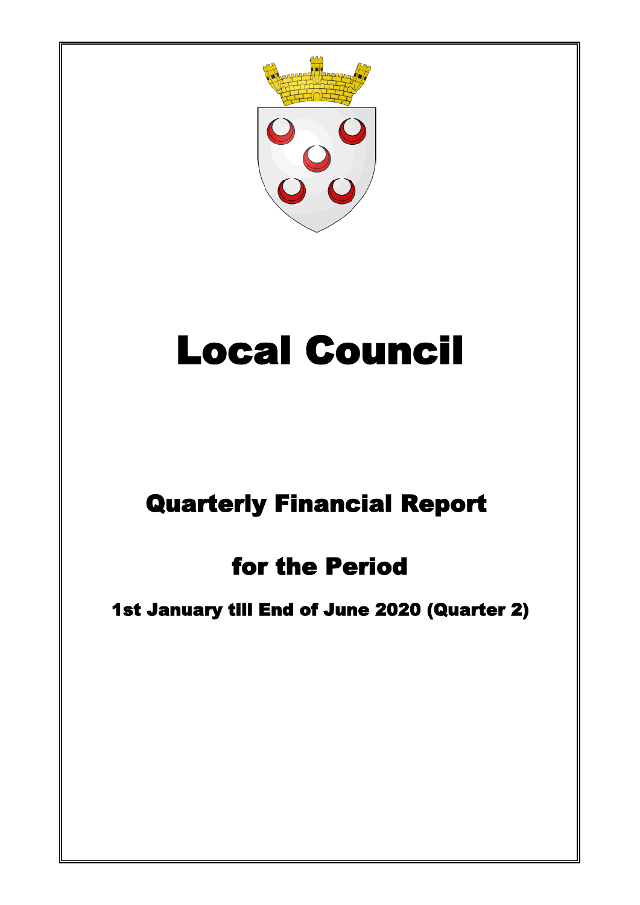# Local Council

## Quarterly Financial Report

## for the Period

### 1st January till End of June 2020 (Quarter 2)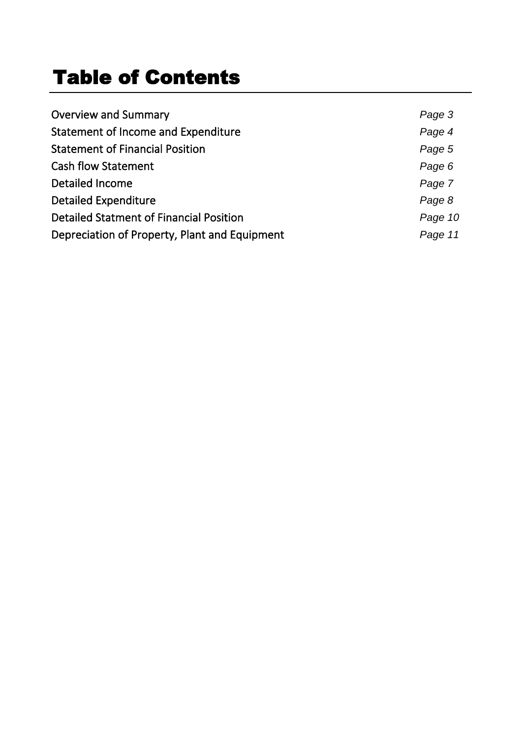# Table of Contents

| | |
|---|---|
| Overview and Summary | *Page 3* |
| Statement of Income and Expenditure | *Page 4* |
| Statement of Financial Position | *Page 5* |
| Cash flow Statement | *Page 6* |
| Detailed Income | *Page 7* |
| Detailed Expenditure | *Page 8* |
| Detailed Statment of Financial Position | *Page 10* |
| Depreciation of Property, Plant and Equipment | *Page 11* |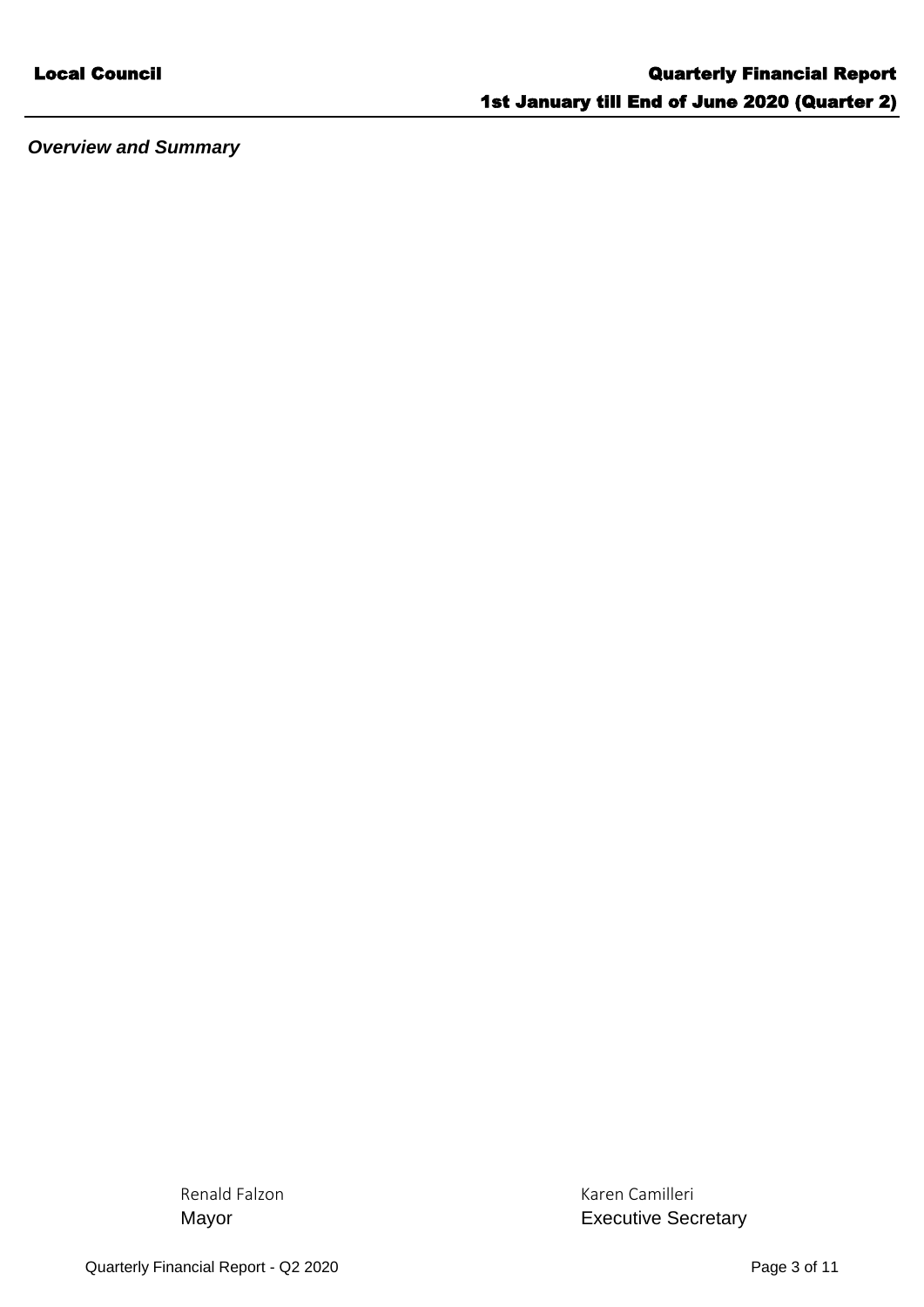***Overview and Summary***

Renald Falzon
Mayor

Karen Camilleri
Executive Secretary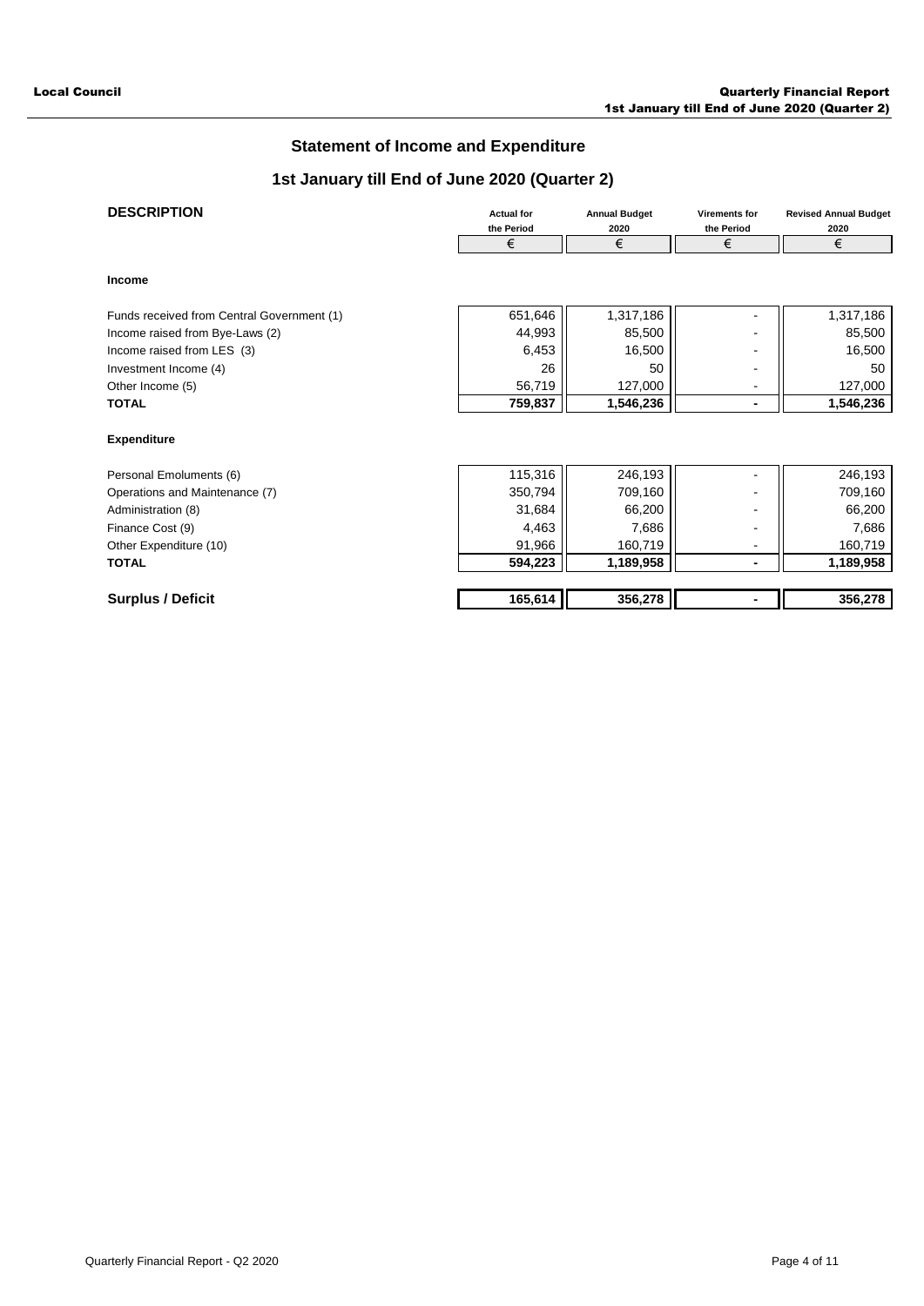## Statement of Income and Expenditure

## 1st January till End of June 2020 (Quarter 2)

| DESCRIPTION | Actual for the Period | Annual Budget 2020 | Virements for the Period | Revised Annual Budget 2020 |
|---|---|---|---|---|
| | € | € | € | € |
| **Income** | | | | |
| Funds received from Central Government (1) | 651,646 | 1,317,186 | - | 1,317,186 |
| Income raised from Bye-Laws (2) | 44,993 | 85,500 | - | 85,500 |
| Income raised from LES (3) | 6,453 | 16,500 | - | 16,500 |
| Investment Income (4) | 26 | 50 | - | 50 |
| Other Income (5) | 56,719 | 127,000 | - | 127,000 |
| **TOTAL** | **759,837** | **1,546,236** | **-** | **1,546,236** |
| **Expenditure** | | | | |
| Personal Emoluments (6) | 115,316 | 246,193 | - | 246,193 |
| Operations and Maintenance (7) | 350,794 | 709,160 | - | 709,160 |
| Administration (8) | 31,684 | 66,200 | - | 66,200 |
| Finance Cost (9) | 4,463 | 7,686 | - | 7,686 |
| Other Expenditure (10) | 91,966 | 160,719 | - | 160,719 |
| **TOTAL** | **594,223** | **1,189,958** | **-** | **1,189,958** |
| **Surplus / Deficit** | **165,614** | **356,278** | **-** | **356,278** |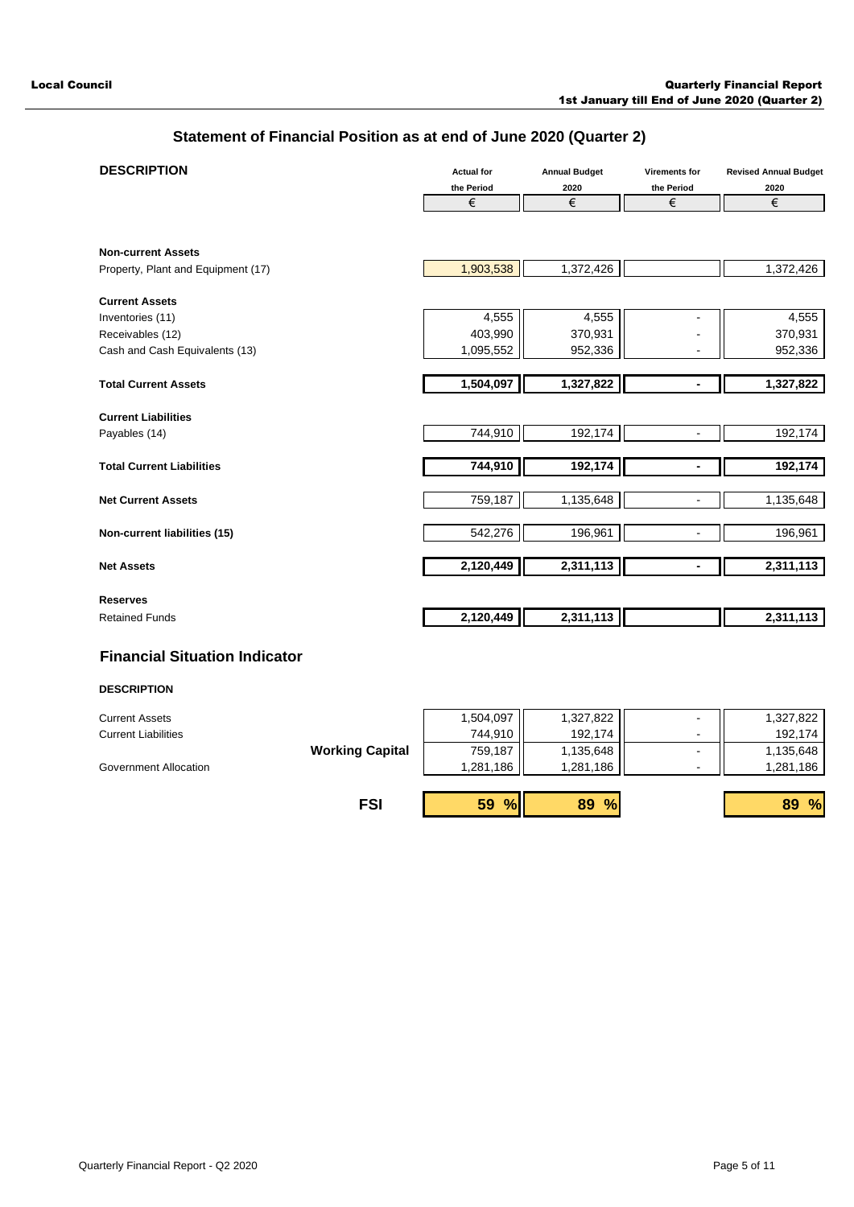## Statement of Financial Position as at end of June 2020 (Quarter 2)

| DESCRIPTION | Actual for the Period € | Annual Budget 2020 € | Virements for the Period € | Revised Annual Budget 2020 € |
|---|---|---|---|---|
| **Non-current Assets** | | | | |
| Property, Plant and Equipment (17) | 1,903,538 | 1,372,426 | | 1,372,426 |
| **Current Assets** | | | | |
| Inventories (11) | 4,555 | 4,555 | - | 4,555 |
| Receivables (12) | 403,990 | 370,931 | - | 370,931 |
| Cash and Cash Equivalents (13) | 1,095,552 | 952,336 | - | 952,336 |
| **Total Current Assets** | **1,504,097** | **1,327,822** | **-** | **1,327,822** |
| **Current Liabilities** | | | | |
| Payables (14) | 744,910 | 192,174 | - | 192,174 |
| **Total Current Liabilities** | **744,910** | **192,174** | **-** | **192,174** |
| **Net Current Assets** | 759,187 | 1,135,648 | - | 1,135,648 |
| **Non-current liabilities (15)** | 542,276 | 196,961 | - | 196,961 |
| **Net Assets** | **2,120,449** | **2,311,113** | **-** | **2,311,113** |
| **Reserves** | | | | |
| Retained Funds | **2,120,449** | **2,311,113** | | **2,311,113** |

## Financial Situation Indicator

| DESCRIPTION | | Actual for the Period € | Annual Budget 2020 € | Virements for the Period € | Revised Annual Budget 2020 € |
|---|---|---|---|---|---|
| Current Assets | | 1,504,097 | 1,327,822 | - | 1,327,822 |
| Current Liabilities | | 744,910 | 192,174 | - | 192,174 |
| | **Working Capital** | 759,187 | 1,135,648 | - | 1,135,648 |
| Government Allocation | | 1,281,186 | 1,281,186 | - | 1,281,186 |
| | **FSI** | **59 %** | **89 %** | | **89 %** |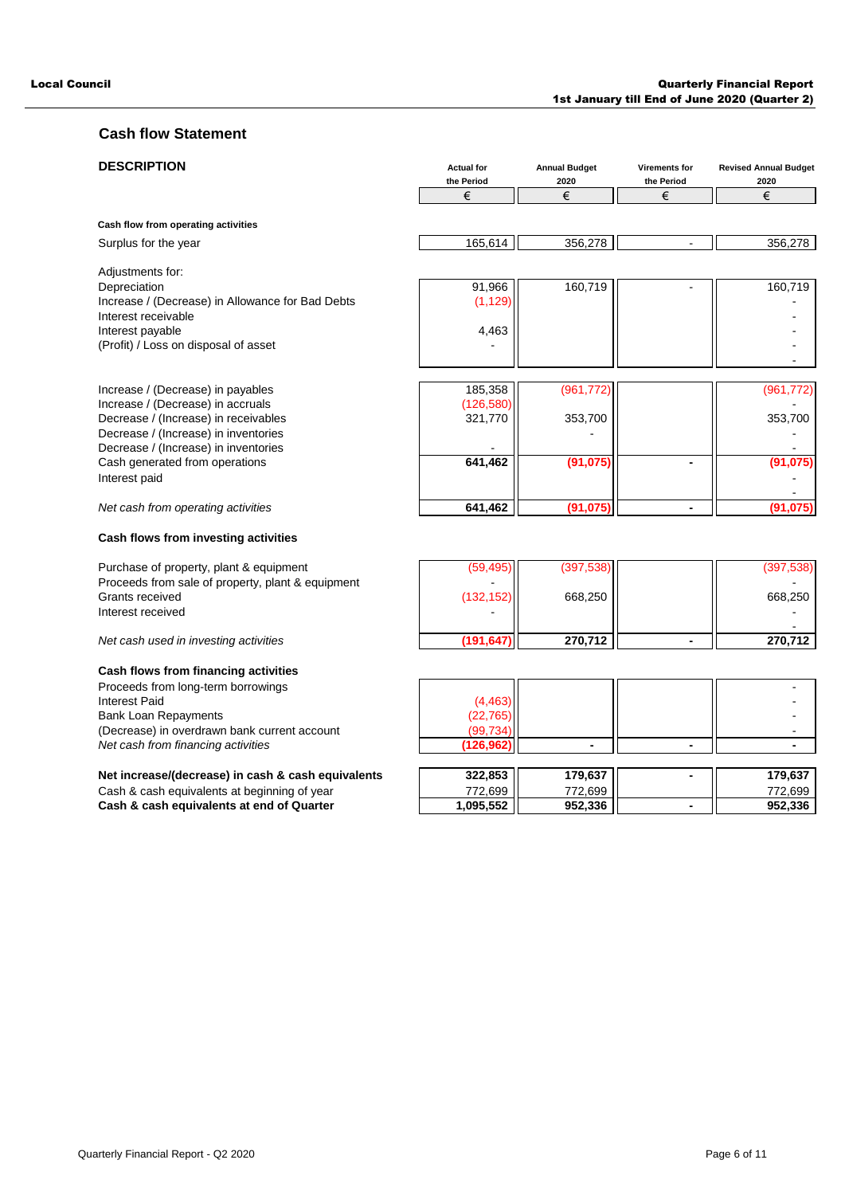## Cash flow Statement

| DESCRIPTION | Actual for the Period € | Annual Budget 2020 € | Virements for the Period € | Revised Annual Budget 2020 € |
|---|---|---|---|---|
| **Cash flow from operating activities** | | | | |
| Surplus for the year | 165,614 | 356,278 | - | 356,278 |
| Adjustments for: | | | | |
| Depreciation | 91,966 | 160,719 | - | 160,719 |
| Increase / (Decrease) in Allowance for Bad Debts | (1,129) | | | - |
| Interest receivable | | | | - |
| Interest payable | 4,463 | | | - |
| (Profit) / Loss on disposal of asset | - | | | - |
| | | | | - |
| Increase / (Decrease) in payables | 185,358 | (961,772) | | (961,772) |
| Increase / (Decrease) in accruals | (126,580) | | | - |
| Decrease / (Increase) in receivables | 321,770 | 353,700 | | 353,700 |
| Decrease / (Increase) in inventories | | - | | - |
| Decrease / (Increase) in inventories | - | | | - |
| Cash generated from operations | **641,462** | **(91,075)** | **-** | **(91,075)** |
| Interest paid | | | | - |
| | | | | - |
| *Net cash from operating activities* | **641,462** | **(91,075)** | **-** | **(91,075)** |
| **Cash flows from investing activities** | | | | |
| Purchase of property, plant & equipment | (59,495) | (397,538) | | (397,538) |
| Proceeds from sale of property, plant & equipment | - | | | - |
| Grants received | (132,152) | 668,250 | | 668,250 |
| Interest received | - | | | - |
| | | | | - |
| *Net cash used in investing activities* | **(191,647)** | **270,712** | **-** | **270,712** |
| **Cash flows from financing activities** | | | | |
| Proceeds from long-term borrowings | | | | - |
| Interest Paid | (4,463) | | | - |
| Bank Loan Repayments | (22,765) | | | - |
| (Decrease) in overdrawn bank current account | (99,734) | | | - |
| *Net cash from financing activities* | **(126,962)** | **-** | **-** | **-** |
| **Net increase/(decrease) in cash & cash equivalents** | **322,853** | **179,637** | **-** | **179,637** |
| Cash & cash equivalents at beginning of year | 772,699 | 772,699 | | 772,699 |
| **Cash & cash equivalents at end of Quarter** | **1,095,552** | **952,336** | **-** | **952,336** |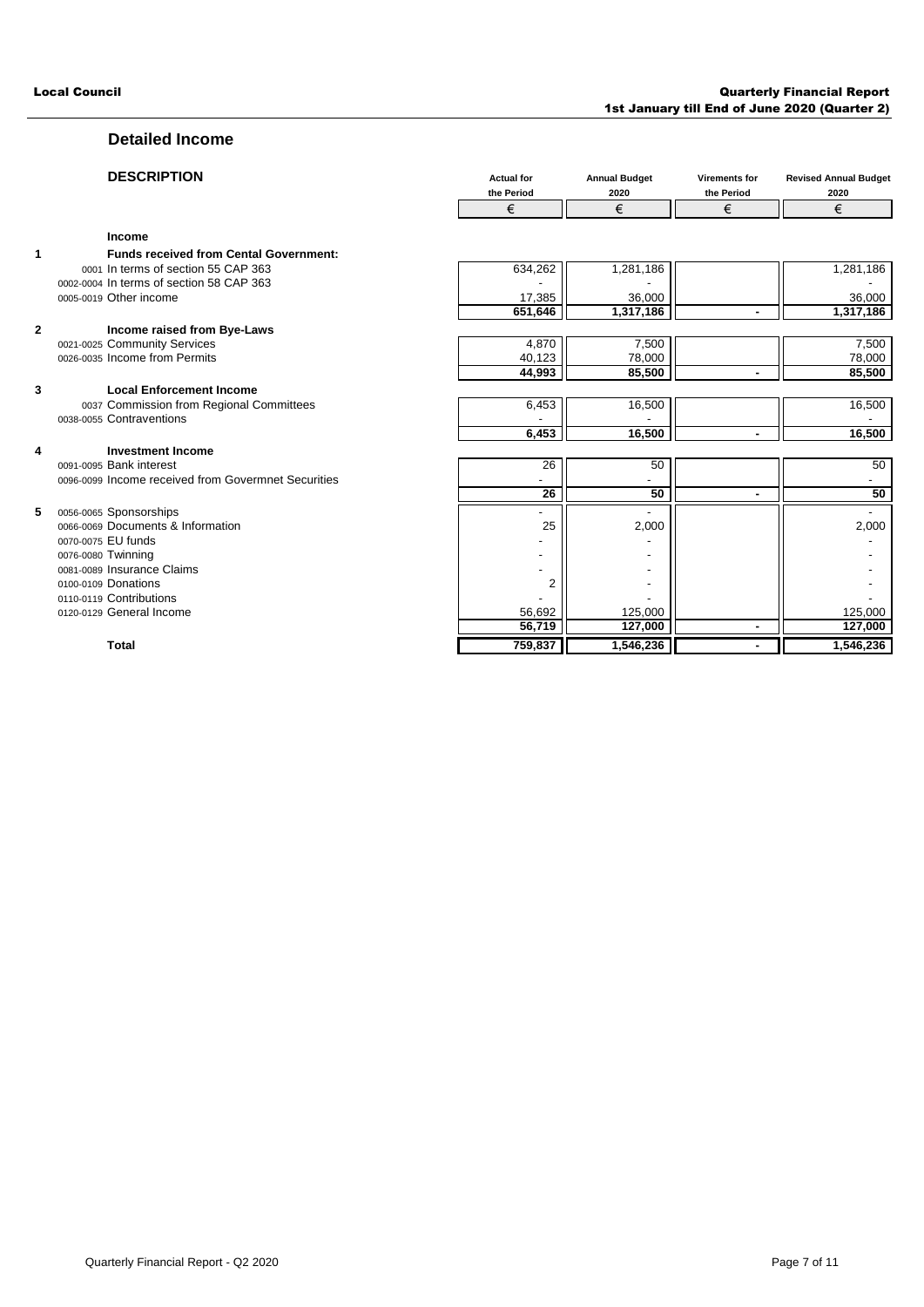## Detailed Income

| | DESCRIPTION | Actual for the Period | Annual Budget 2020 | Virements for the Period | Revised Annual Budget 2020 |
|---|---|---|---|---|---|
| | | € | € | € | € |
| | **Income** | | | | |
| **1** | **Funds received from Cental Government:** | | | | |
| | 0001 In terms of section 55 CAP 363 | 634,262 | 1,281,186 | | 1,281,186 |
| | 0002-0004 In terms of section 58 CAP 363 | - | - | | - |
| | 0005-0019 Other income | 17,385 | 36,000 | | 36,000 |
| | | **651,646** | **1,317,186** | **-** | **1,317,186** |
| **2** | **Income raised from Bye-Laws** | | | | |
| | 0021-0025 Community Services | 4,870 | 7,500 | | 7,500 |
| | 0026-0035 Income from Permits | 40,123 | 78,000 | | 78,000 |
| | | **44,993** | **85,500** | **-** | **85,500** |
| **3** | **Local Enforcement Income** | | | | |
| | 0037 Commission from Regional Committees | 6,453 | 16,500 | | 16,500 |
| | 0038-0055 Contraventions | - | - | | - |
| | | **6,453** | **16,500** | **-** | **16,500** |
| **4** | **Investment Income** | | | | |
| | 0091-0095 Bank interest | 26 | 50 | | 50 |
| | 0096-0099 Income received from Govermnet Securities | - | - | | - |
| | | **26** | **50** | **-** | **50** |
| **5** | 0056-0065 Sponsorships | - | - | | - |
| | 0066-0069 Documents & Information | 25 | 2,000 | | 2,000 |
| | 0070-0075 EU funds | - | - | | - |
| | 0076-0080 Twinning | - | - | | - |
| | 0081-0089 Insurance Claims | - | - | | - |
| | 0100-0109 Donations | 2 | - | | - |
| | 0110-0119 Contributions | - | - | | - |
| | 0120-0129 General Income | 56,692 | 125,000 | | 125,000 |
| | | **56,719** | **127,000** | **-** | **127,000** |
| | **Total** | **759,837** | **1,546,236** | **-** | **1,546,236** |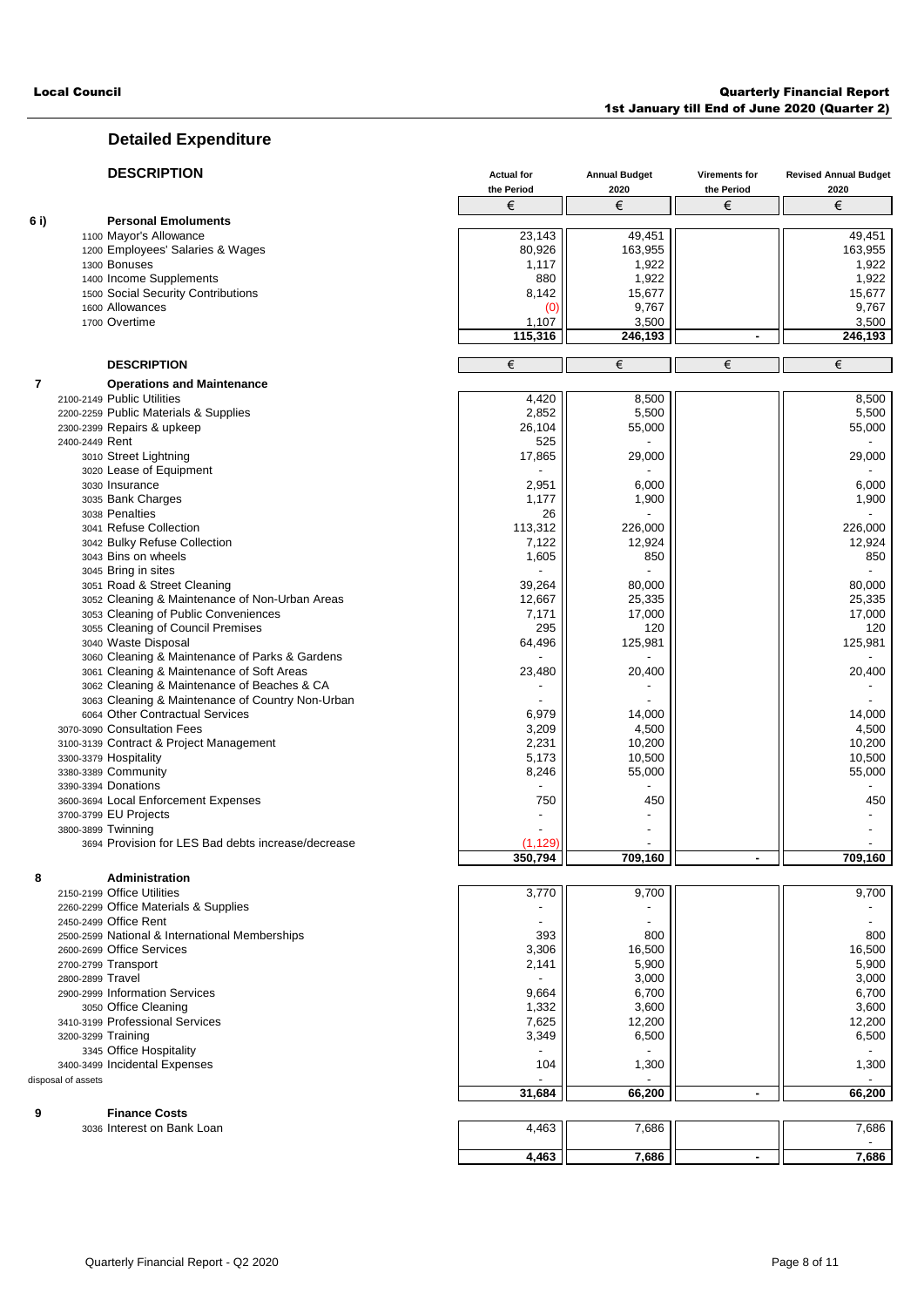## Detailed Expenditure

| | DESCRIPTION | Actual for the Period | Annual Budget 2020 | Virements for the Period | Revised Annual Budget 2020 |
|---|---|---|---|---|---|
| | | € | € | € | € |
| **6 i)** | **Personal Emoluments** | | | | |
| | 1100 Mayor's Allowance | 23,143 | 49,451 | | 49,451 |
| | 1200 Employees' Salaries & Wages | 80,926 | 163,955 | | 163,955 |
| | 1300 Bonuses | 1,117 | 1,922 | | 1,922 |
| | 1400 Income Supplements | 880 | 1,922 | | 1,922 |
| | 1500 Social Security Contributions | 8,142 | 15,677 | | 15,677 |
| | 1600 Allowances | (0) | 9,767 | | 9,767 |
| | 1700 Overtime | 1,107 | 3,500 | | 3,500 |
| | | **115,316** | **246,193** | **-** | **246,193** |

| | DESCRIPTION | € | € | € | € |
|---|---|---|---|---|---|
| **7** | **Operations and Maintenance** | | | | |
| | 2100-2149 Public Utilities | 4,420 | 8,500 | | 8,500 |
| | 2200-2259 Public Materials & Supplies | 2,852 | 5,500 | | 5,500 |
| | 2300-2399 Repairs & upkeep | 26,104 | 55,000 | | 55,000 |
| | 2400-2449 Rent | 525 | - | | - |
| | 3010 Street Lightning | 17,865 | 29,000 | | 29,000 |
| | 3020 Lease of Equipment | - | - | | - |
| | 3030 Insurance | 2,951 | 6,000 | | 6,000 |
| | 3035 Bank Charges | 1,177 | 1,900 | | 1,900 |
| | 3038 Penalties | 26 | - | | - |
| | 3041 Refuse Collection | 113,312 | 226,000 | | 226,000 |
| | 3042 Bulky Refuse Collection | 7,122 | 12,924 | | 12,924 |
| | 3043 Bins on wheels | 1,605 | 850 | | 850 |
| | 3045 Bring in sites | - | - | | - |
| | 3051 Road & Street Cleaning | 39,264 | 80,000 | | 80,000 |
| | 3052 Cleaning & Maintenance of Non-Urban Areas | 12,667 | 25,335 | | 25,335 |
| | 3053 Cleaning of Public Conveniences | 7,171 | 17,000 | | 17,000 |
| | 3055 Cleaning of Council Premises | 295 | 120 | | 120 |
| | 3040 Waste Disposal | 64,496 | 125,981 | | 125,981 |
| | 3060 Cleaning & Maintenance of Parks & Gardens | - | - | | - |
| | 3061 Cleaning & Maintenance of Soft Areas | 23,480 | 20,400 | | 20,400 |
| | 3062 Cleaning & Maintenance of Beaches & CA | - | - | | - |
| | 3063 Cleaning & Maintenance of Country Non-Urban | - | - | | - |
| | 6064 Other Contractual Services | 6,979 | 14,000 | | 14,000 |
| | 3070-3090 Consultation Fees | 3,209 | 4,500 | | 4,500 |
| | 3100-3139 Contract & Project Management | 2,231 | 10,200 | | 10,200 |
| | 3300-3379 Hospitality | 5,173 | 10,500 | | 10,500 |
| | 3380-3389 Community | 8,246 | 55,000 | | 55,000 |
| | 3390-3394 Donations | - | - | | - |
| | 3600-3694 Local Enforcement Expenses | 750 | 450 | | 450 |
| | 3700-3799 EU Projects | - | - | | - |
| | 3800-3899 Twinning | - | - | | - |
| | 3694 Provision for LES Bad debts increase/decrease | (1,129) | - | | - |
| | | **350,794** | **709,160** | **-** | **709,160** |
| **8** | **Administration** | | | | |
| | 2150-2199 Office Utilities | 3,770 | 9,700 | | 9,700 |
| | 2260-2299 Office Materials & Supplies | - | - | | - |
| | 2450-2499 Office Rent | - | - | | - |
| | 2500-2599 National & International Memberships | 393 | 800 | | 800 |
| | 2600-2699 Office Services | 3,306 | 16,500 | | 16,500 |
| | 2700-2799 Transport | 2,141 | 5,900 | | 5,900 |
| | 2800-2899 Travel | - | 3,000 | | 3,000 |
| | 2900-2999 Information Services | 9,664 | 6,700 | | 6,700 |
| | 3050 Office Cleaning | 1,332 | 3,600 | | 3,600 |
| | 3410-3199 Professional Services | 7,625 | 12,200 | | 12,200 |
| | 3200-3299 Training | 3,349 | 6,500 | | 6,500 |
| | 3345 Office Hospitality | - | - | | - |
| | 3400-3499 Incidental Expenses | 104 | 1,300 | | 1,300 |
| | disposal of assets | - | - | | - |
| | | **31,684** | **66,200** | **-** | **66,200** |
| **9** | **Finance Costs** | | | | |
| | 3036 Interest on Bank Loan | 4,463 | 7,686 | | 7,686 |
| | | | | | - |
| | | **4,463** | **7,686** | **-** | **7,686** |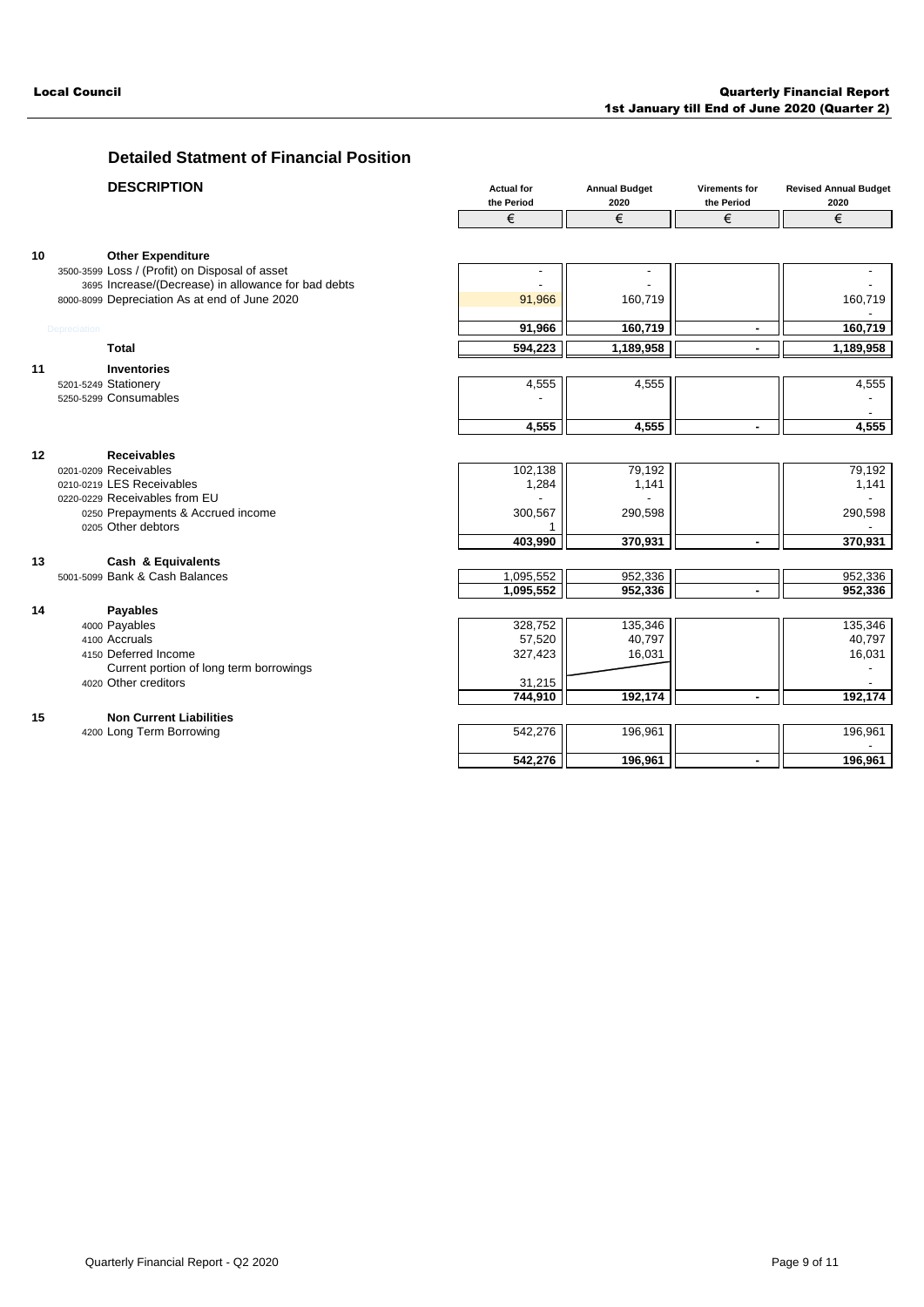## Detailed Statment of Financial Position

| | DESCRIPTION | Actual for the Period | Annual Budget 2020 | Virements for the Period | Revised Annual Budget 2020 |
|---|---|---|---|---|---|
| | | € | € | € | € |
| **10** | **Other Expenditure** | | | | |
| | 3500-3599 Loss / (Profit) on Disposal of asset | - | - | | - |
| | 3695 Increase/(Decrease) in allowance for bad debts | - | - | | - |
| | 8000-8099 Depreciation As at end of June 2020 | 91,966 | 160,719 | | 160,719 |
| | | | | | - |
| | Depreciation | **91,966** | **160,719** | **-** | **160,719** |
| | **Total** | **594,223** | **1,189,958** | **-** | **1,189,958** |
| **11** | **Inventories** | | | | |
| | 5201-5249 Stationery | 4,555 | 4,555 | | 4,555 |
| | 5250-5299 Consumables | - | | | - |
| | | | | | - |
| | | **4,555** | **4,555** | **-** | **4,555** |
| **12** | **Receivables** | | | | |
| | 0201-0209 Receivables | 102,138 | 79,192 | | 79,192 |
| | 0210-0219 LES Receivables | 1,284 | 1,141 | | 1,141 |
| | 0220-0229 Receivables from EU | - | - | | - |
| | 0250 Prepayments & Accrued income | 300,567 | 290,598 | | 290,598 |
| | 0205 Other debtors | 1 | | | - |
| | | **403,990** | **370,931** | **-** | **370,931** |
| **13** | **Cash & Equivalents** | | | | |
| | 5001-5099 Bank & Cash Balances | 1,095,552 | 952,336 | | 952,336 |
| | | **1,095,552** | **952,336** | **-** | **952,336** |
| **14** | **Payables** | | | | |
| | 4000 Payables | 328,752 | 135,346 | | 135,346 |
| | 4100 Accruals | 57,520 | 40,797 | | 40,797 |
| | 4150 Deferred Income | 327,423 | 16,031 | | 16,031 |
| | Current portion of long term borrowings | | | | - |
| | 4020 Other creditors | 31,215 | | | - |
| | | **744,910** | **192,174** | **-** | **192,174** |
| **15** | **Non Current Liabilities** | | | | |
| | 4200 Long Term Borrowing | 542,276 | 196,961 | | 196,961 |
| | | | | | - |
| | | **542,276** | **196,961** | **-** | **196,961** |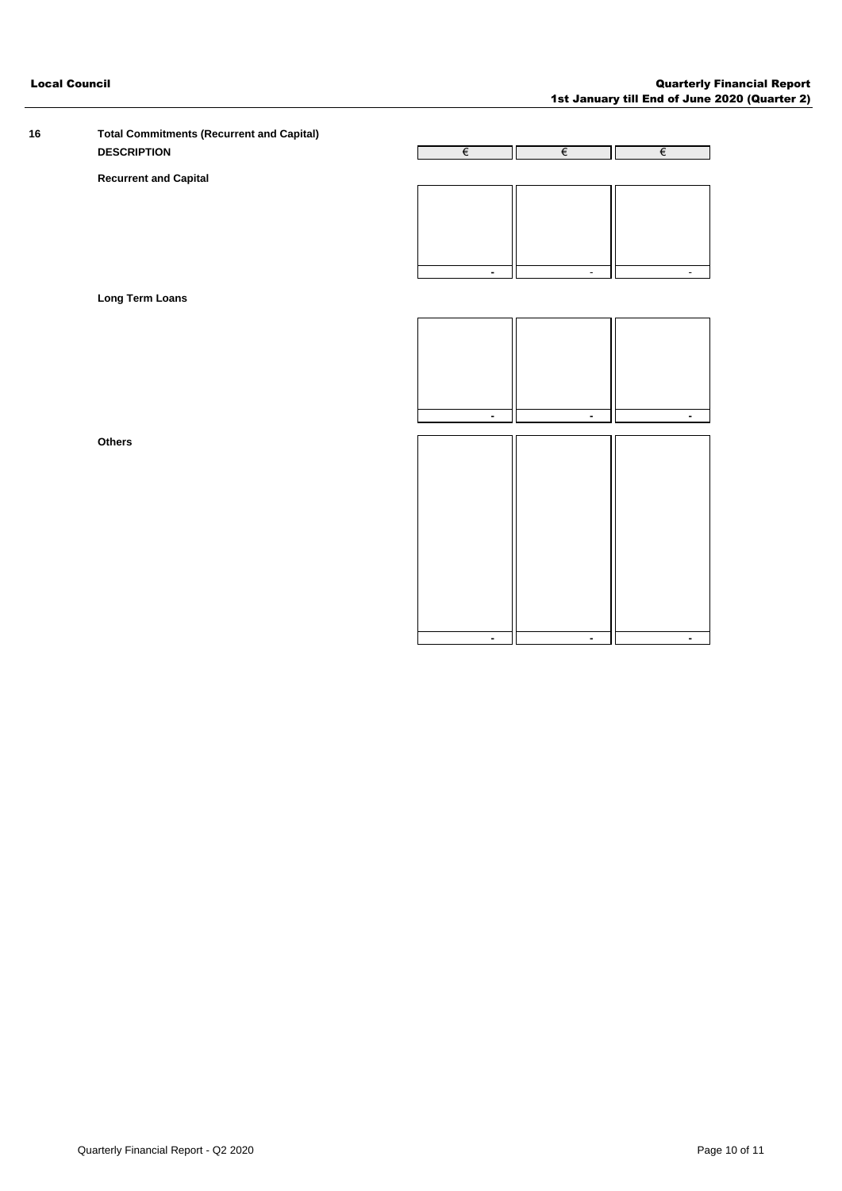## 16 Total Commitments (Recurrent and Capital)

| DESCRIPTION | € | € | € |
| --- | --- | --- | --- |
| **Recurrent and Capital** | | | |
| | - | - | - |
| **Long Term Loans** | | | |
| | - | - | - |
| **Others** | | | |
| | - | - | - |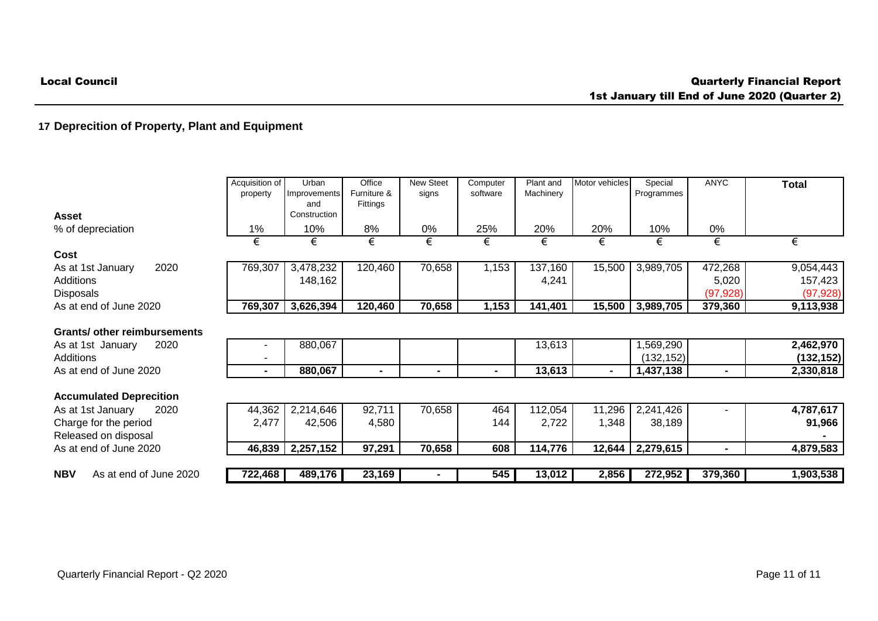## 17 Deprecition of Property, Plant and Equipment

| Asset | Acquisition of property | Urban Improvements and Construction | Office Furniture & Fittings | New Steet signs | Computer software | Plant and Machinery | Motor vehicles | Special Programmes | ANYC | Total |
|---|---|---|---|---|---|---|---|---|---|---|
| % of depreciation | 1% | 10% | 8% | 0% | 25% | 20% | 20% | 10% | 0% | |
| | € | € | € | € | € | € | € | € | € | € |
| **Cost** | | | | | | | | | | |
| As at 1st January 2020 | 769,307 | 3,478,232 | 120,460 | 70,658 | 1,153 | 137,160 | 15,500 | 3,989,705 | 472,268 | 9,054,443 |
| Additions | | 148,162 | | | | 4,241 | | | 5,020 | 157,423 |
| Disposals | | | | | | | | | (97,928) | (97,928) |
| As at end of June 2020 | **769,307** | **3,626,394** | **120,460** | **70,658** | **1,153** | **141,401** | **15,500** | **3,989,705** | **379,360** | **9,113,938** |
| **Grants/ other reimbursements** | | | | | | | | | | |
| As at 1st January 2020 | - | 880,067 | | | | 13,613 | | 1,569,290 | | **2,462,970** |
| Additions | - | | | | | | | (132,152) | | **(132,152)** |
| As at end of June 2020 | **-** | **880,067** | **-** | **-** | **-** | **13,613** | **-** | **1,437,138** | **-** | **2,330,818** |
| **Accumulated Deprecition** | | | | | | | | | | |
| As at 1st January 2020 | 44,362 | 2,214,646 | 92,711 | 70,658 | 464 | 112,054 | 11,296 | 2,241,426 | - | **4,787,617** |
| Charge for the period | 2,477 | 42,506 | 4,580 | | 144 | 2,722 | 1,348 | 38,189 | | **91,966** |
| Released on disposal | | | | | | | | | | **-** |
| As at end of June 2020 | **46,839** | **2,257,152** | **97,291** | **70,658** | **608** | **114,776** | **12,644** | **2,279,615** | **-** | **4,879,583** |
| **NBV** As at end of June 2020 | **722,468** | **489,176** | **23,169** | **-** | **545** | **13,012** | **2,856** | **272,952** | **379,360** | **1,903,538** |